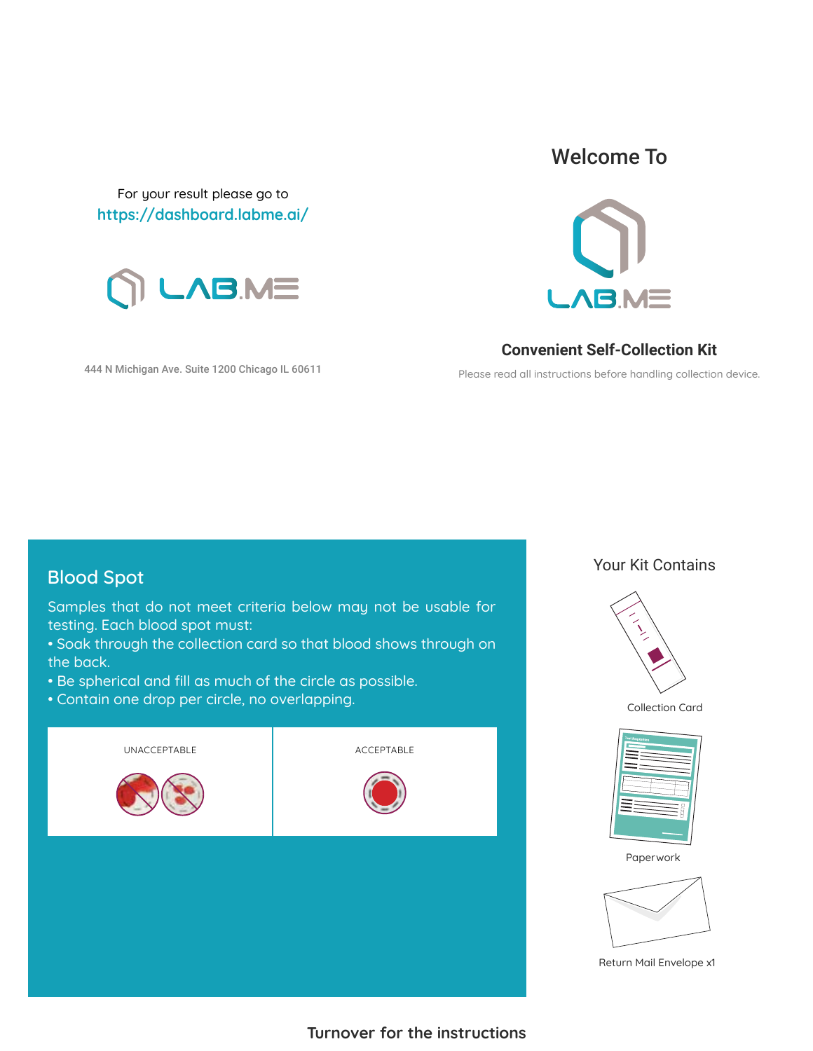For your result please go to
https://dashboard.labme.ai/

LAB.ME

444 N Michigan Ave. Suite 1200 Chicago IL 60611

## Welcome To

LAB.ME

**Convenient Self-Collection Kit**

Please read all instructions before handling collection device.

## Blood Spot

Samples that do not meet criteria below may not be usable for testing. Each blood spot must:

- Soak through the collection card so that blood shows through on the back.
- Be spherical and fill as much of the circle as possible.
- Contain one drop per circle, no overlapping.

| UNACCEPTABLE | ACCEPTABLE |
| --- | --- |

## Your Kit Contains

- Collection Card
- Paperwork
- Return Mail Envelope x1

**Turnover for the instructions**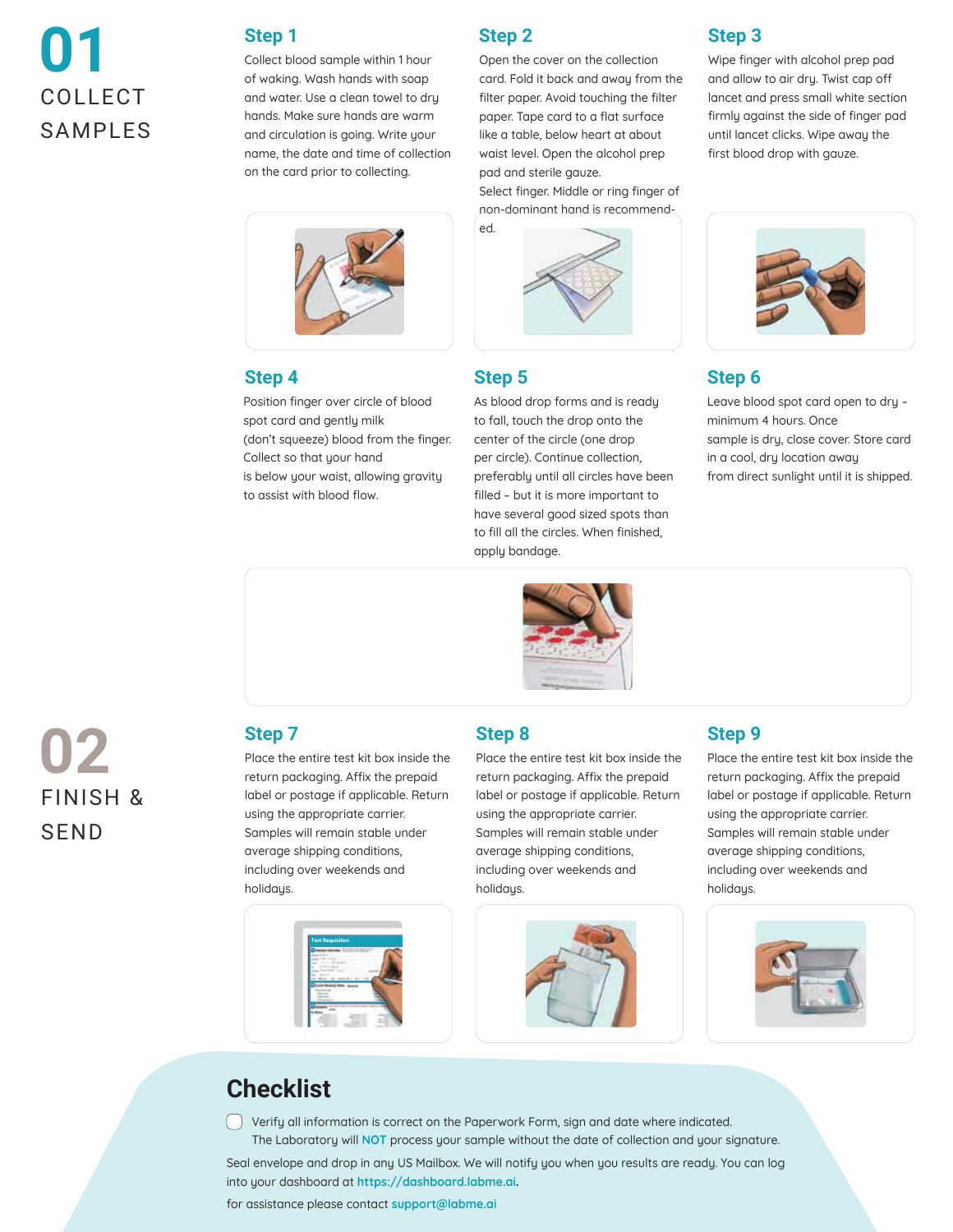# 01 COLLECT SAMPLES

### Step 1

Collect blood sample within 1 hour of waking. Wash hands with soap and water. Use a clean towel to dry hands. Make sure hands are warm and circulation is going. Write your name, the date and time of collection on the card prior to collecting.

### Step 2

Open the cover on the collection card. Fold it back and away from the filter paper. Avoid touching the filter paper. Tape card to a flat surface like a table, below heart at about waist level. Open the alcohol prep pad and sterile gauze.
Select finger. Middle or ring finger of non-dominant hand is recommended.

### Step 3

Wipe finger with alcohol prep pad and allow to air dry. Twist cap off lancet and press small white section firmly against the side of finger pad until lancet clicks. Wipe away the first blood drop with gauze.

### Step 4

Position finger over circle of blood spot card and gently milk (don't squeeze) blood from the finger. Collect so that your hand is below your waist, allowing gravity to assist with blood flow.

### Step 5

As blood drop forms and is ready to fall, touch the drop onto the center of the circle (one drop per circle). Continue collection, preferably until all circles have been filled – but it is more important to have several good sized spots than to fill all the circles. When finished, apply bandage.

### Step 6

Leave blood spot card open to dry – minimum 4 hours. Once sample is dry, close cover. Store card in a cool, dry location away from direct sunlight until it is shipped.

# 02 FINISH & SEND

### Step 7

Place the entire test kit box inside the return packaging. Affix the prepaid label or postage if applicable. Return using the appropriate carrier. Samples will remain stable under average shipping conditions, including over weekends and holidays.

### Step 8

Place the entire test kit box inside the return packaging. Affix the prepaid label or postage if applicable. Return using the appropriate carrier. Samples will remain stable under average shipping conditions, including over weekends and holidays.

### Step 9

Place the entire test kit box inside the return packaging. Affix the prepaid label or postage if applicable. Return using the appropriate carrier. Samples will remain stable under average shipping conditions, including over weekends and holidays.

## Checklist

- [ ] Verify all information is correct on the Paperwork Form, sign and date where indicated.
  The Laboratory will **NOT** process your sample without the date of collection and your signature.

Seal envelope and drop in any US Mailbox. We will notify you when you results are ready. You can log into your dashboard at https://dashboard.labme.ai.

for assistance please contact support@labme.ai